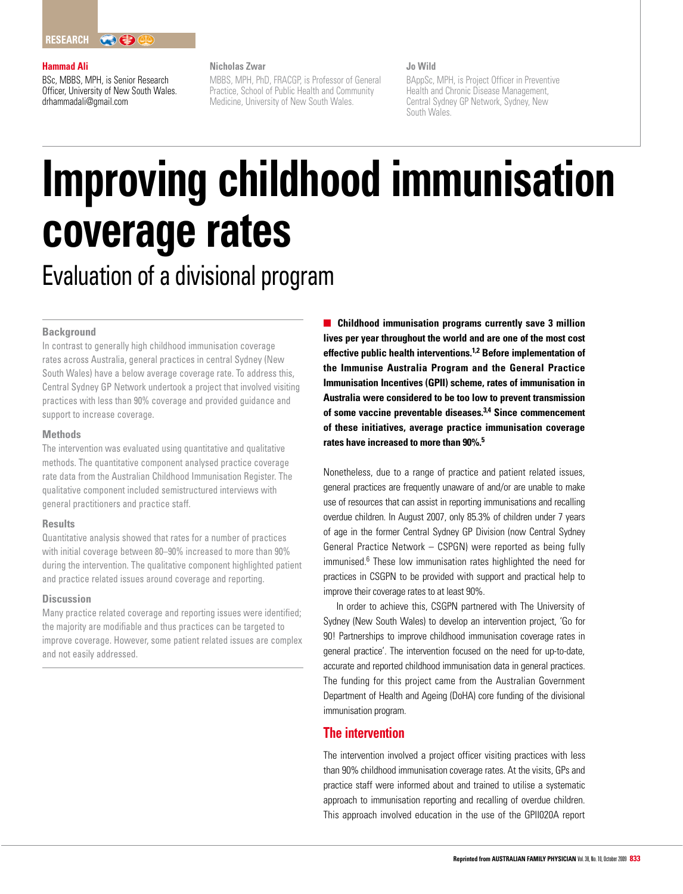RESEARCH

**Hammad Ali**
BSc, MBBS, MPH, is Senior Research Officer, University of New South Wales. drhammadali@gmail.com

**Nicholas Zwar**
MBBS, MPH, PhD, FRACGP, is Professor of General Practice, School of Public Health and Community Medicine, University of New South Wales.

**Jo Wild**
BAppSc, MPH, is Project Officer in Preventive Health and Chronic Disease Management, Central Sydney GP Network, Sydney, New South Wales.

# Improving childhood immunisation coverage rates

## Evaluation of a divisional program

### Background

In contrast to generally high childhood immunisation coverage rates across Australia, general practices in central Sydney (New South Wales) have a below average coverage rate. To address this, Central Sydney GP Network undertook a project that involved visiting practices with less than 90% coverage and provided guidance and support to increase coverage.

### Methods

The intervention was evaluated using quantitative and qualitative methods. The quantitative component analysed practice coverage rate data from the Australian Childhood Immunisation Register. The qualitative component included semistructured interviews with general practitioners and practice staff.

### Results

Quantitative analysis showed that rates for a number of practices with initial coverage between 80–90% increased to more than 90% during the intervention. The qualitative component highlighted patient and practice related issues around coverage and reporting.

### Discussion

Many practice related coverage and reporting issues were identified; the majority are modifiable and thus practices can be targeted to improve coverage. However, some patient related issues are complex and not easily addressed.

**Childhood immunisation programs currently save 3 million lives per year throughout the world and are one of the most cost effective public health interventions.[1,2] Before implementation of the Immunise Australia Program and the General Practice Immunisation Incentives (GPII) scheme, rates of immunisation in Australia were considered to be too low to prevent transmission of some vaccine preventable diseases.[3,4] Since commencement of these initiatives, average practice immunisation coverage rates have increased to more than 90%.[5]**

Nonetheless, due to a range of practice and patient related issues, general practices are frequently unaware of and/or are unable to make use of resources that can assist in reporting immunisations and recalling overdue children. In August 2007, only 85.3% of children under 7 years of age in the former Central Sydney GP Division (now Central Sydney General Practice Network – CSGPN) were reported as being fully immunised.[6] These low immunisation rates highlighted the need for practices in CSGPN to be provided with support and practical help to improve their coverage rates to at least 90%.

In order to achieve this, CSGPN partnered with The University of Sydney (New South Wales) to develop an intervention project, 'Go for 90! Partnerships to improve childhood immunisation coverage rates in general practice'. The intervention focused on the need for up-to-date, accurate and reported childhood immunisation data in general practices. The funding for this project came from the Australian Government Department of Health and Ageing (DoHA) core funding of the divisional immunisation program.

## The intervention

The intervention involved a project officer visiting practices with less than 90% childhood immunisation coverage rates. At the visits, GPs and practice staff were informed about and trained to utilise a systematic approach to immunisation reporting and recalling of overdue children. This approach involved education in the use of the GPII020A report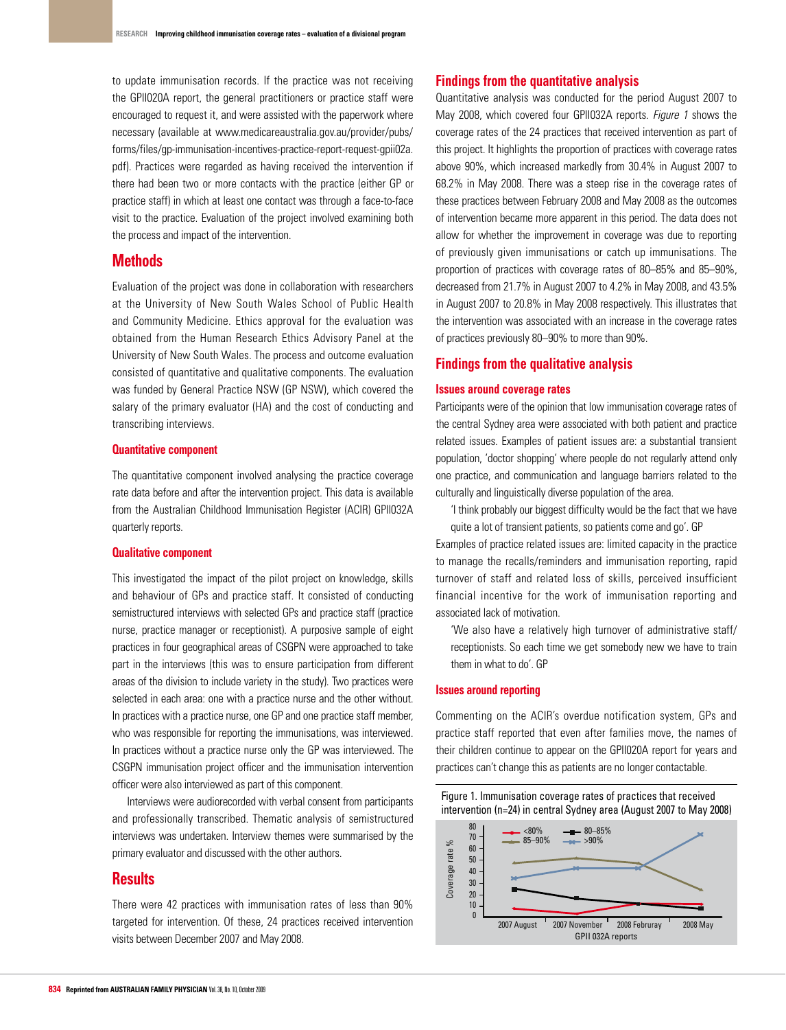to update immunisation records. If the practice was not receiving the GPII020A report, the general practitioners or practice staff were encouraged to request it, and were assisted with the paperwork where necessary (available at www.medicareaustralia.gov.au/provider/pubs/forms/files/gp-immunisation-incentives-practice-report-request-gpii02a.pdf). Practices were regarded as having received the intervention if there had been two or more contacts with the practice (either GP or practice staff) in which at least one contact was through a face-to-face visit to the practice. Evaluation of the project involved examining both the process and impact of the intervention.

## Methods

Evaluation of the project was done in collaboration with researchers at the University of New South Wales School of Public Health and Community Medicine. Ethics approval for the evaluation was obtained from the Human Research Ethics Advisory Panel at the University of New South Wales. The process and outcome evaluation consisted of quantitative and qualitative components. The evaluation was funded by General Practice NSW (GP NSW), which covered the salary of the primary evaluator (HA) and the cost of conducting and transcribing interviews.

### Quantitative component

The quantitative component involved analysing the practice coverage rate data before and after the intervention project. This data is available from the Australian Childhood Immunisation Register (ACIR) GPII032A quarterly reports.

### Qualitative component

This investigated the impact of the pilot project on knowledge, skills and behaviour of GPs and practice staff. It consisted of conducting semistructured interviews with selected GPs and practice staff (practice nurse, practice manager or receptionist). A purposive sample of eight practices in four geographical areas of CSGPN were approached to take part in the interviews (this was to ensure participation from different areas of the division to include variety in the study). Two practices were selected in each area: one with a practice nurse and the other without. In practices with a practice nurse, one GP and one practice staff member, who was responsible for reporting the immunisations, was interviewed. In practices without a practice nurse only the GP was interviewed. The CSGPN immunisation project officer and the immunisation intervention officer were also interviewed as part of this component.

Interviews were audiorecorded with verbal consent from participants and professionally transcribed. Thematic analysis of semistructured interviews was undertaken. Interview themes were summarised by the primary evaluator and discussed with the other authors.

## Results

There were 42 practices with immunisation rates of less than 90% targeted for intervention. Of these, 24 practices received intervention visits between December 2007 and May 2008.

## Findings from the quantitative analysis

Quantitative analysis was conducted for the period August 2007 to May 2008, which covered four GPII032A reports. *Figure 1* shows the coverage rates of the 24 practices that received intervention as part of this project. It highlights the proportion of practices with coverage rates above 90%, which increased markedly from 30.4% in August 2007 to 68.2% in May 2008. There was a steep rise in the coverage rates of these practices between February 2008 and May 2008 as the outcomes of intervention became more apparent in this period. The data does not allow for whether the improvement in coverage was due to reporting of previously given immunisations or catch up immunisations. The proportion of practices with coverage rates of 80–85% and 85–90%, decreased from 21.7% in August 2007 to 4.2% in May 2008, and 43.5% in August 2007 to 20.8% in May 2008 respectively. This illustrates that the intervention was associated with an increase in the coverage rates of practices previously 80–90% to more than 90%.

## Findings from the qualitative analysis

### Issues around coverage rates

Participants were of the opinion that low immunisation coverage rates of the central Sydney area were associated with both patient and practice related issues. Examples of patient issues are: a substantial transient population, 'doctor shopping' where people do not regularly attend only one practice, and communication and language barriers related to the culturally and linguistically diverse population of the area.

> 'I think probably our biggest difficulty would be the fact that we have quite a lot of transient patients, so patients come and go'. GP

Examples of practice related issues are: limited capacity in the practice to manage the recalls/reminders and immunisation reporting, rapid turnover of staff and related loss of skills, perceived insufficient financial incentive for the work of immunisation reporting and associated lack of motivation.

> 'We also have a relatively high turnover of administrative staff/receptionists. So each time we get somebody new we have to train them in what to do'. GP

### Issues around reporting

Commenting on the ACIR's overdue notification system, GPs and practice staff reported that even after families move, the names of their children continue to appear on the GPII020A report for years and practices can't change this as patients are no longer contactable.

Figure 1. Immunisation coverage rates of practices that received intervention (n=24) in central Sydney area (August 2007 to May 2008)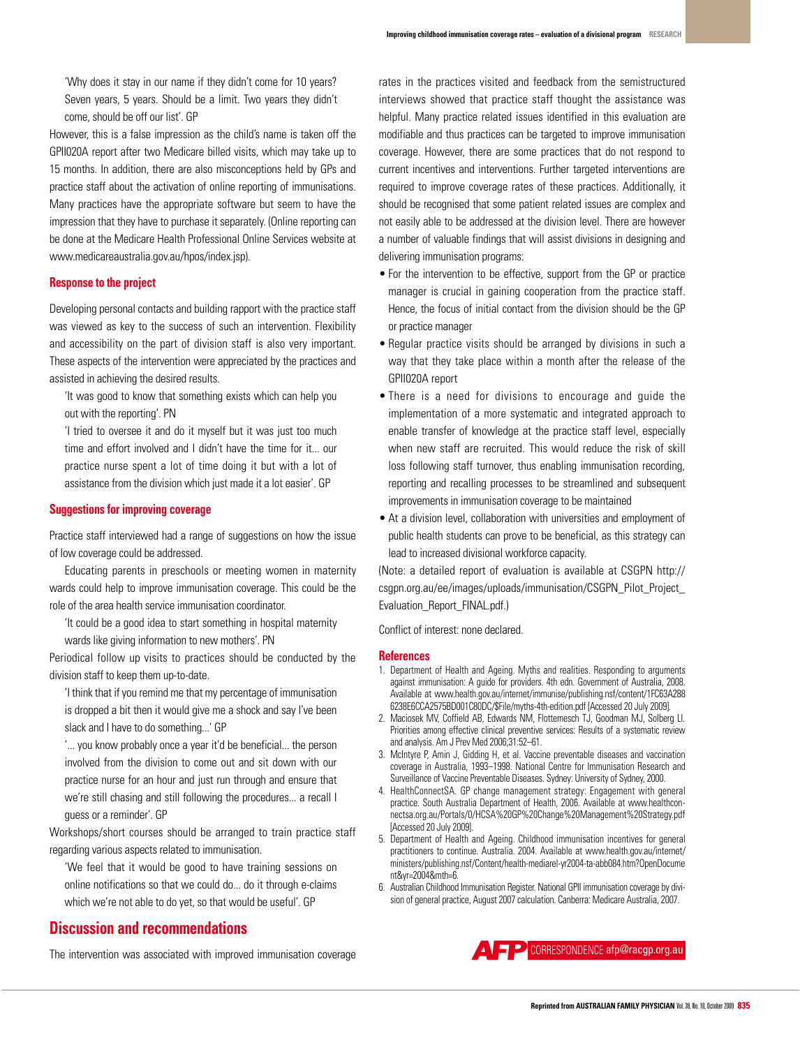'Why does it stay in our name if they didn't come for 10 years? Seven years, 5 years. Should be a limit. Two years they didn't come, should be off our list'. GP

However, this is a false impression as the child's name is taken off the GPII020A report after two Medicare billed visits, which may take up to 15 months. In addition, there are also misconceptions held by GPs and practice staff about the activation of online reporting of immunisations. Many practices have the appropriate software but seem to have the impression that they have to purchase it separately. (Online reporting can be done at the Medicare Health Professional Online Services website at www.medicareaustralia.gov.au/hpos/index.jsp).

### Response to the project

Developing personal contacts and building rapport with the practice staff was viewed as key to the success of such an intervention. Flexibility and accessibility on the part of division staff is also very important. These aspects of the intervention were appreciated by the practices and assisted in achieving the desired results.

'It was good to know that something exists which can help you out with the reporting'. PN

'I tried to oversee it and do it myself but it was just too much time and effort involved and I didn't have the time for it... our practice nurse spent a lot of time doing it but with a lot of assistance from the division which just made it a lot easier'. GP

### Suggestions for improving coverage

Practice staff interviewed had a range of suggestions on how the issue of low coverage could be addressed.

Educating parents in preschools or meeting women in maternity wards could help to improve immunisation coverage. This could be the role of the area health service immunisation coordinator.

'It could be a good idea to start something in hospital maternity wards like giving information to new mothers'. PN

Periodical follow up visits to practices should be conducted by the division staff to keep them up-to-date.

'I think that if you remind me that my percentage of immunisation is dropped a bit then it would give me a shock and say I've been slack and I have to do something...' GP

'... you know probably once a year it'd be beneficial... the person involved from the division to come out and sit down with our practice nurse for an hour and just run through and ensure that we're still chasing and still following the procedures... a recall I guess or a reminder'. GP

Workshops/short courses should be arranged to train practice staff regarding various aspects related to immunisation.

'We feel that it would be good to have training sessions on online notifications so that we could do... do it through e-claims which we're not able to do yet, so that would be useful'. GP

## Discussion and recommendations

The intervention was associated with improved immunisation coverage rates in the practices visited and feedback from the semistructured interviews showed that practice staff thought the assistance was helpful. Many practice related issues identified in this evaluation are modifiable and thus practices can be targeted to improve immunisation coverage. However, there are some practices that do not respond to current incentives and interventions. Further targeted interventions are required to improve coverage rates of these practices. Additionally, it should be recognised that some patient related issues are complex and not easily able to be addressed at the division level. There are however a number of valuable findings that will assist divisions in designing and delivering immunisation programs:

- For the intervention to be effective, support from the GP or practice manager is crucial in gaining cooperation from the practice staff. Hence, the focus of initial contact from the division should be the GP or practice manager
- Regular practice visits should be arranged by divisions in such a way that they take place within a month after the release of the GPII020A report
- There is a need for divisions to encourage and guide the implementation of a more systematic and integrated approach to enable transfer of knowledge at the practice staff level, especially when new staff are recruited. This would reduce the risk of skill loss following staff turnover, thus enabling immunisation recording, reporting and recalling processes to be streamlined and subsequent improvements in immunisation coverage to be maintained
- At a division level, collaboration with universities and employment of public health students can prove to be beneficial, as this strategy can lead to increased divisional workforce capacity.

(Note: a detailed report of evaluation is available at CSGPN http://csgpn.org.au/ee/images/uploads/immunisation/CSGPN_Pilot_Project_Evaluation_Report_FINAL.pdf.)

Conflict of interest: none declared.

### References

1. Department of Health and Ageing. Myths and realities. Responding to arguments against immunisation: A guide for providers. 4th edn. Government of Australia, 2008. Available at www.health.gov.au/internet/immunise/publishing.nsf/content/1FC63A288 6238E6CCA2575BD001C80DC/$File/myths-4th-edition.pdf [Accessed 20 July 2009].
2. Maciosek MV, Coffield AB, Edwards NM, Flottemesch TJ, Goodman MJ, Solberg LI. Priorities among effective clinical preventive services: Results of a systematic review and analysis. Am J Prev Med 2006;31:52–61.
3. McIntyre P, Amin J, Gidding H, et al. Vaccine preventable diseases and vaccination coverage in Australia, 1993–1998. National Centre for Immunisation Research and Surveillance of Vaccine Preventable Diseases. Sydney: University of Sydney, 2000.
4. HealthConnectSA. GP change management strategy: Engagement with general practice. South Australia Department of Health, 2006. Available at www.healthconnectsa.org.au/Portals/0/HCSA%20GP%20Change%20Management%20Strategy.pdf [Accessed 20 July 2009].
5. Department of Health and Ageing. Childhood immunisation incentives for general practitioners to continue. Australia. 2004. Available at www.health.gov.au/internet/ministers/publishing.nsf/Content/health-mediarel-yr2004-ta-abb084.htm?OpenDocument&yr=2004&mth=6.
6. Australian Childhood Immunisation Register. National GPII immunisation coverage by division of general practice, August 2007 calculation. Canberra: Medicare Australia, 2007.

AFP CORRESPONDENCE afp@racgp.org.au